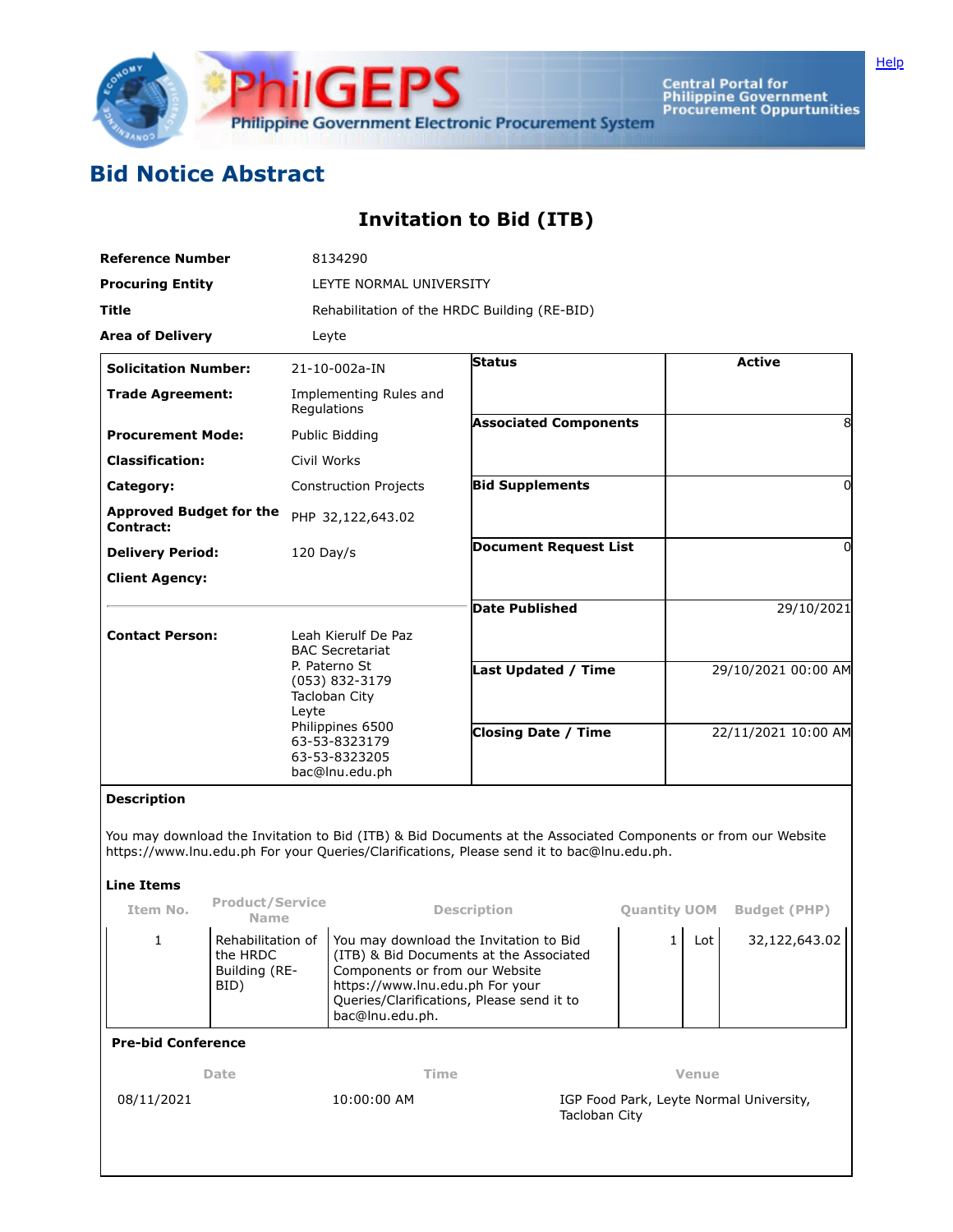Help

PhilGEPS Philippine Government Electronic Procurement System

Central Portal for Philippine Government Procurement Oppurtunities

# Bid Notice Abstract

## Invitation to Bid (ITB)

| | |
|---|---|
| **Reference Number** | 8134290 |
| **Procuring Entity** | LEYTE NORMAL UNIVERSITY |
| **Title** | Rehabilitation of the HRDC Building (RE-BID) |
| **Area of Delivery** | Leyte |

| | | | |
|---|---|---|---|
| **Solicitation Number:** | 21-10-002a-IN | **Status** | **Active** |
| **Trade Agreement:** | Implementing Rules and Regulations | **Associated Components** | 8 |
| **Procurement Mode:** | Public Bidding | **Bid Supplements** | 0 |
| **Classification:** | Civil Works | **Document Request List** | 0 |
| **Category:** | Construction Projects | **Date Published** | 29/10/2021 |
| **Approved Budget for the Contract:** | PHP 32,122,643.02 | **Last Updated / Time** | 29/10/2021 00:00 AM |
| **Delivery Period:** | 120 Day/s | **Closing Date / Time** | 22/11/2021 10:00 AM |
| **Client Agency:** | | | |
| **Contact Person:** | Leah Kierulf De Paz<br>BAC Secretariat<br>P. Paterno St<br>(053) 832-3179<br>Tacloban City<br>Leyte<br>Philippines 6500<br>63-53-8323179<br>63-53-8323205<br>bac@lnu.edu.ph | | |

**Description**

You may download the Invitation to Bid (ITB) & Bid Documents at the Associated Components or from our Website https://www.lnu.edu.ph For your Queries/Clarifications, Please send it to bac@lnu.edu.ph.

**Line Items**

| Item No. | Product/Service Name | Description | Quantity | UOM | Budget (PHP) |
|---|---|---|---|---|---|
| 1 | Rehabilitation of the HRDC Building (RE-BID) | You may download the Invitation to Bid (ITB) & Bid Documents at the Associated Components or from our Website https://www.lnu.edu.ph For your Queries/Clarifications, Please send it to bac@lnu.edu.ph. | 1 | Lot | 32,122,643.02 |

**Pre-bid Conference**

| Date | Time | Venue |
|---|---|---|
| 08/11/2021 | 10:00:00 AM | IGP Food Park, Leyte Normal University, Tacloban City |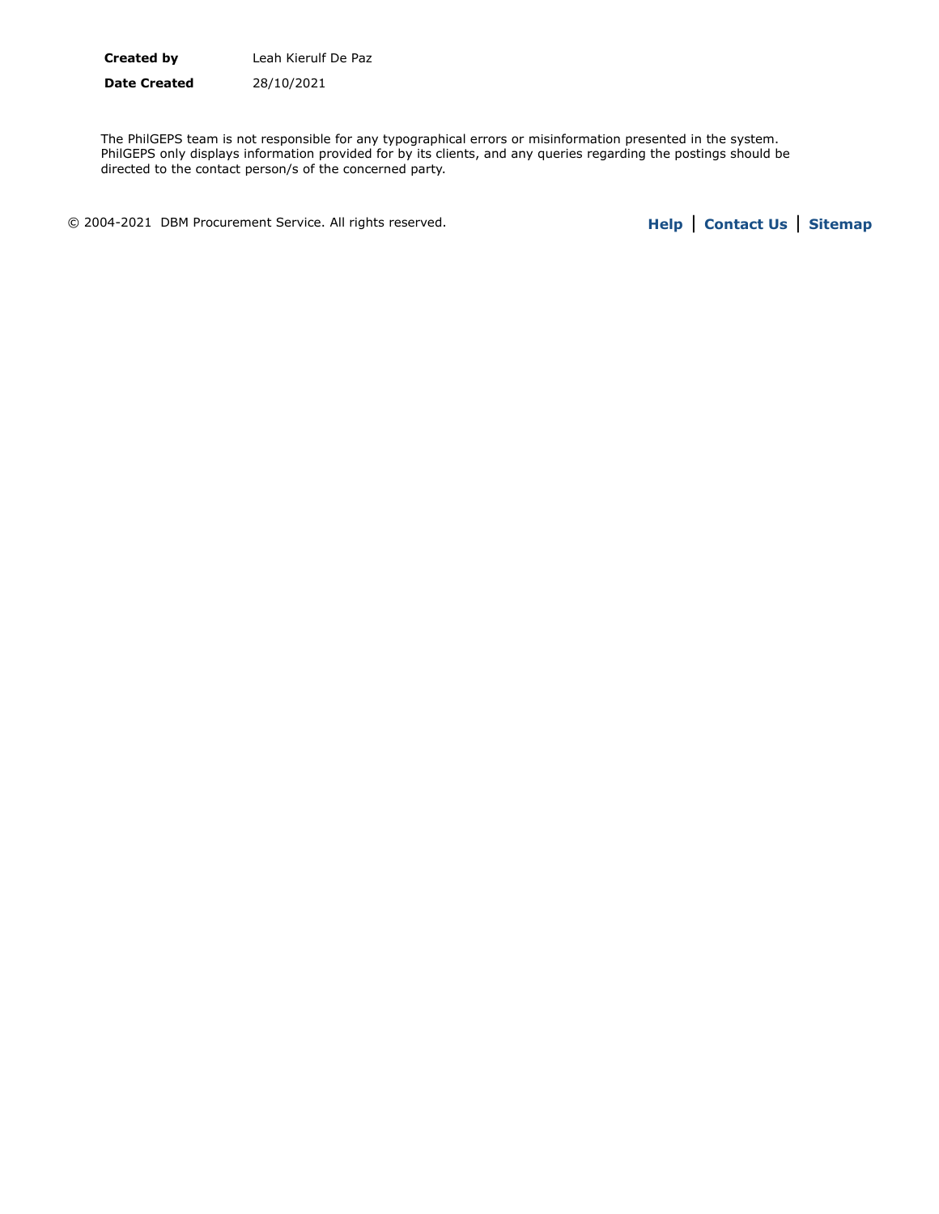| | |
|---|---|
| **Created by** | Leah Kierulf De Paz |
| **Date Created** | 28/10/2021 |

The PhilGEPS team is not responsible for any typographical errors or misinformation presented in the system. PhilGEPS only displays information provided for by its clients, and any queries regarding the postings should be directed to the contact person/s of the concerned party.

© 2004-2021 DBM Procurement Service. All rights reserved.

**Help** | **Contact Us** | **Sitemap**